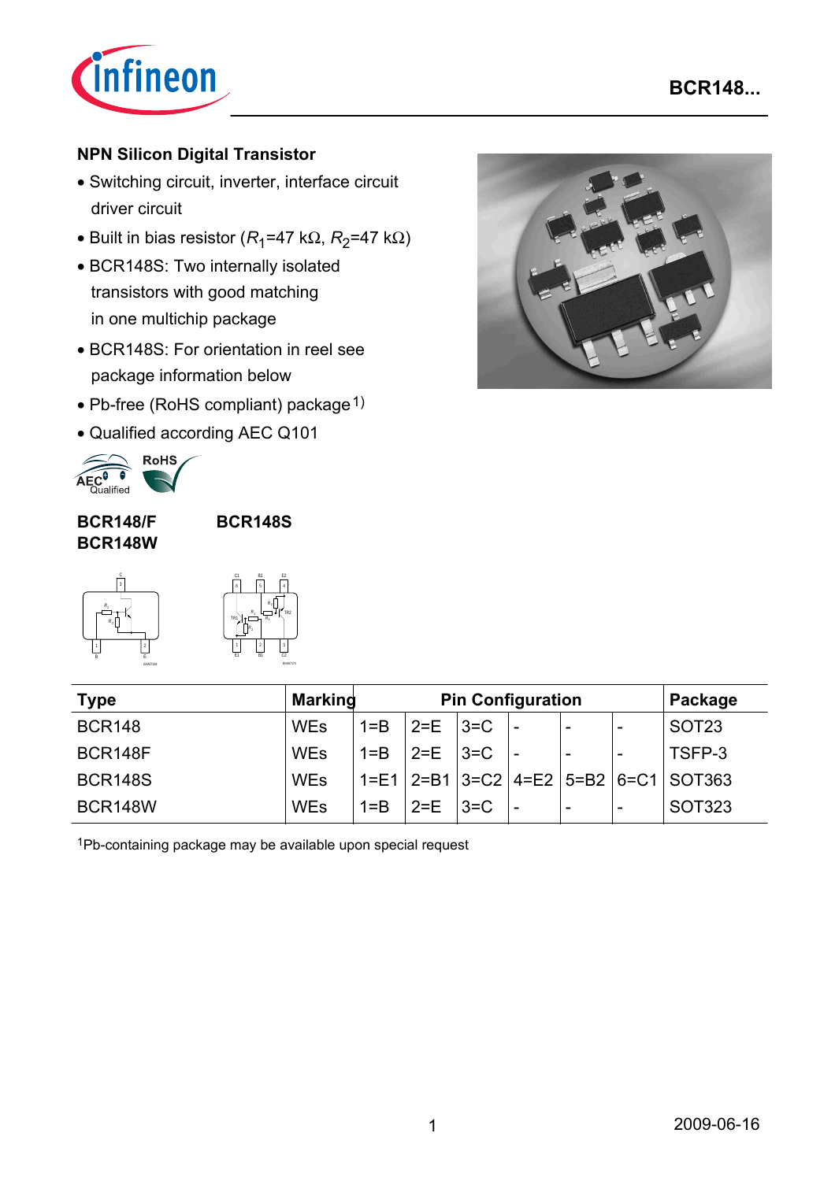## NPN Silicon Digital Transistor

- Switching circuit, inverter, interface circuit driver circuit
- Built in bias resistor ($R_1$=47 kΩ, $R_2$=47 kΩ)
- BCR148S: Two internally isolated transistors with good matching in one multichip package
- BCR148S: For orientation in reel see package information below
- Pb-free (RoHS compliant) package[1)]
- Qualified according AEC Q101

**BCR148/F**
**BCR148W**

**BCR148S**

| Type | Marking | Pin Configuration | | | | | | Package |
|---|---|---|---|---|---|---|---|---|
| BCR148 | WEs | 1=B | 2=E | 3=C | - | - | - | SOT23 |
| BCR148F | WEs | 1=B | 2=E | 3=C | - | - | - | TSFP-3 |
| BCR148S | WEs | 1=E1 | 2=B1 | 3=C2 | 4=E2 | 5=B2 | 6=C1 | SOT363 |
| BCR148W | WEs | 1=B | 2=E | 3=C | - | - | - | SOT323 |

[1]Pb-containing package may be available upon special request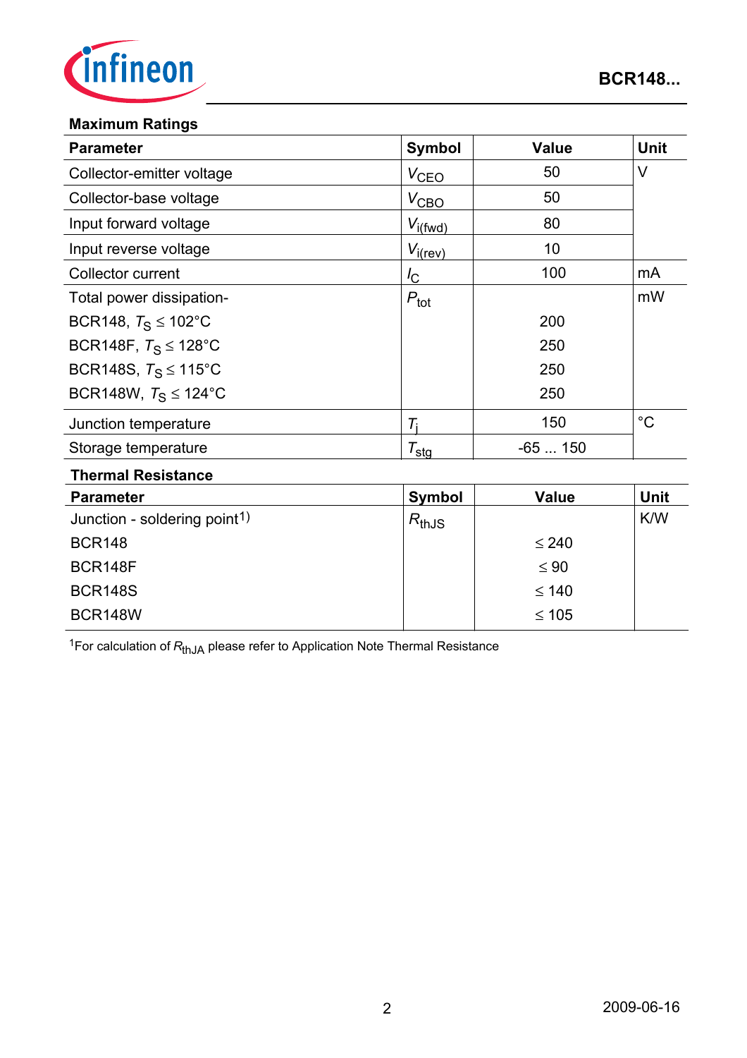## Maximum Ratings

| Parameter | Symbol | Value | Unit |
|---|---|---|---|
| Collector-emitter voltage | $V_{CEO}$ | 50 | V |
| Collector-base voltage | $V_{CBO}$ | 50 | |
| Input forward voltage | $V_{i(fwd)}$ | 80 | |
| Input reverse voltage | $V_{i(rev)}$ | 10 | |
| Collector current | $I_C$ | 100 | mA |
| Total power dissipation- | $P_{tot}$ | | mW |
| BCR148, $T_S \leq 102°C$ | | 200 | |
| BCR148F, $T_S \leq 128°C$ | | 250 | |
| BCR148S, $T_S \leq 115°C$ | | 250 | |
| BCR148W, $T_S \leq 124°C$ | | 250 | |
| Junction temperature | $T_j$ | 150 | °C |
| Storage temperature | $T_{stg}$ | -65 ... 150 | |

## Thermal Resistance

| Parameter | Symbol | Value | Unit |
|---|---|---|---|
| Junction - soldering point[1] | $R_{thJS}$ | | K/W |
| BCR148 | | ≤ 240 | |
| BCR148F | | ≤ 90 | |
| BCR148S | | ≤ 140 | |
| BCR148W | | ≤ 105 | |

[1]For calculation of $R_{thJA}$ please refer to Application Note Thermal Resistance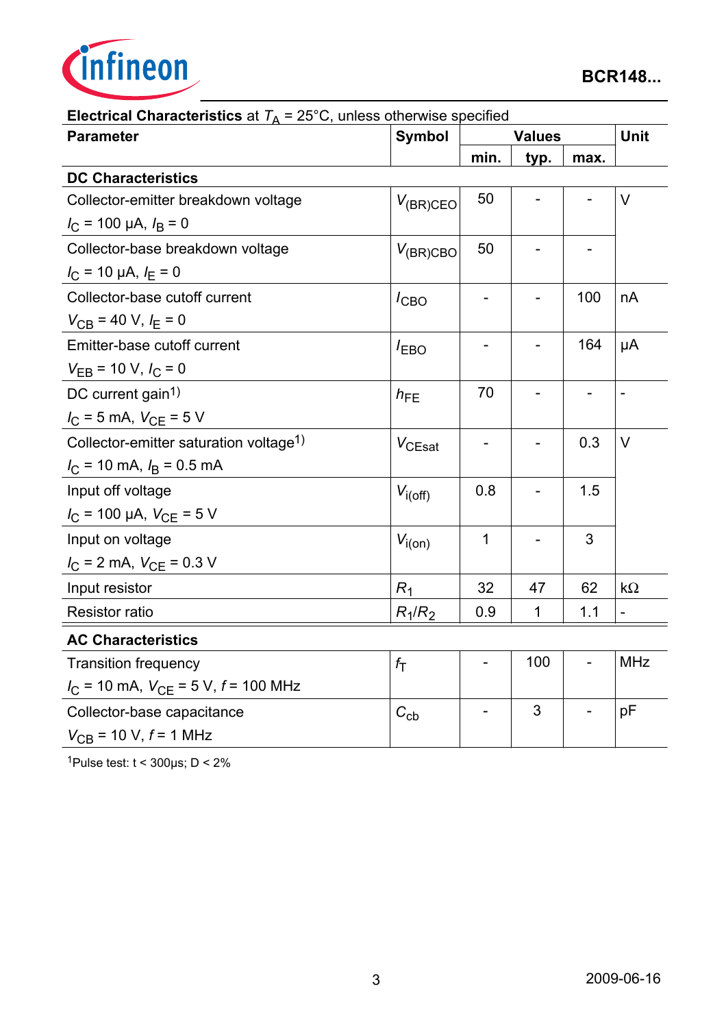**Electrical Characteristics** at $T_A$ = 25°C, unless otherwise specified

| Parameter | Symbol | Values | | | Unit |
|---|---|---|---|---|---|
| | | min. | typ. | max. | |
| **DC Characteristics** | | | | | |
| Collector-emitter breakdown voltage<br>$I_C$ = 100 µA, $I_B$ = 0 | $V_{(BR)CEO}$ | 50 | - | - | V |
| Collector-base breakdown voltage<br>$I_C$ = 10 µA, $I_E$ = 0 | $V_{(BR)CBO}$ | 50 | - | - | |
| Collector-base cutoff current<br>$V_{CB}$ = 40 V, $I_E$ = 0 | $I_{CBO}$ | - | - | 100 | nA |
| Emitter-base cutoff current<br>$V_{EB}$ = 10 V, $I_C$ = 0 | $I_{EBO}$ | - | - | 164 | µA |
| DC current gain[1]<br>$I_C$ = 5 mA, $V_{CE}$ = 5 V | $h_{FE}$ | 70 | - | - | - |
| Collector-emitter saturation voltage[1]<br>$I_C$ = 10 mA, $I_B$ = 0.5 mA | $V_{CEsat}$ | - | - | 0.3 | V |
| Input off voltage<br>$I_C$ = 100 µA, $V_{CE}$ = 5 V | $V_{i(off)}$ | 0.8 | - | 1.5 | |
| Input on voltage<br>$I_C$ = 2 mA, $V_{CE}$ = 0.3 V | $V_{i(on)}$ | 1 | - | 3 | |
| Input resistor | $R_1$ | 32 | 47 | 62 | kΩ |
| Resistor ratio | $R_1/R_2$ | 0.9 | 1 | 1.1 | - |
| **AC Characteristics** | | | | | |
| Transition frequency<br>$I_C$ = 10 mA, $V_{CE}$ = 5 V, $f$ = 100 MHz | $f_T$ | - | 100 | - | MHz |
| Collector-base capacitance<br>$V_{CB}$ = 10 V, $f$ = 1 MHz | $C_{cb}$ | - | 3 | - | pF |

[1]Pulse test: t < 300µs; D < 2%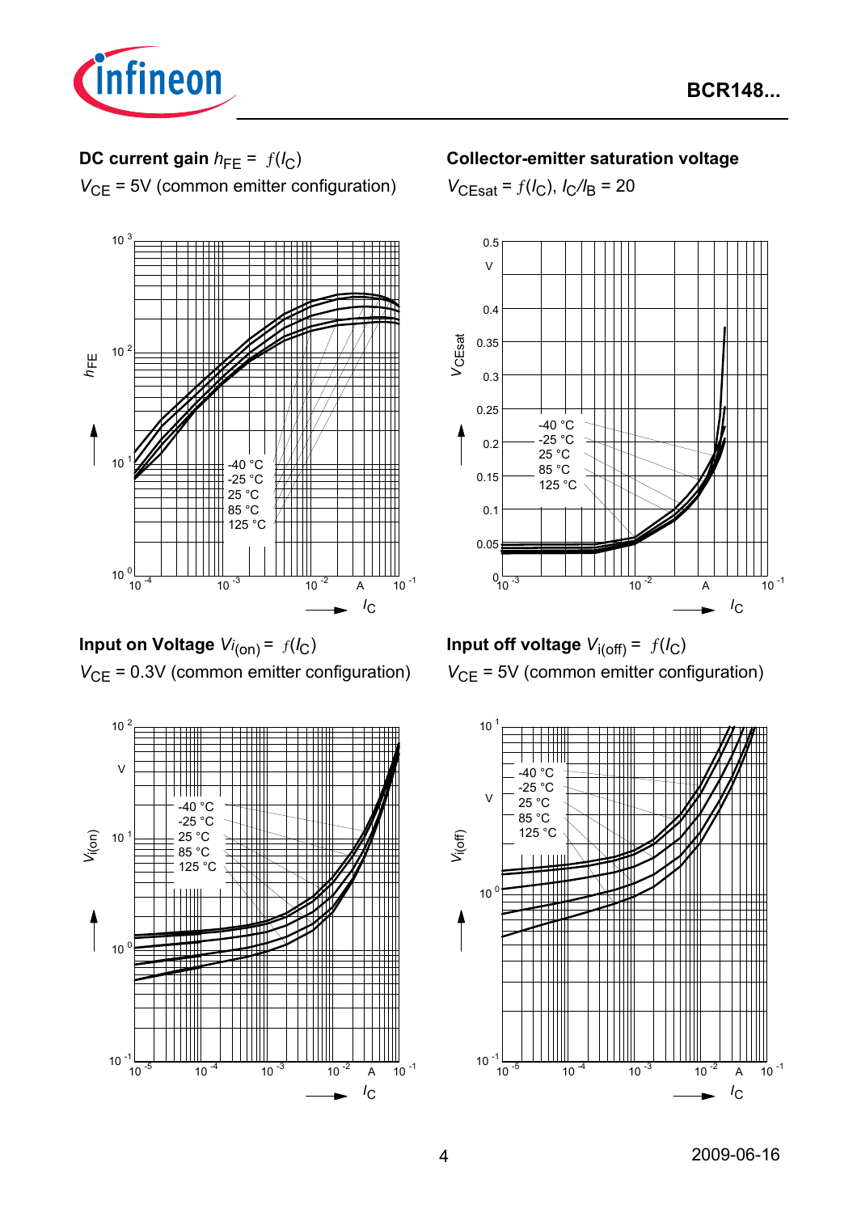**DC current gain** $h_{FE} = f(I_C)$

$V_{CE}$ = 5V (common emitter configuration)

**Collector-emitter saturation voltage**

$V_{CEsat} = f(I_C)$, $I_C/I_B = 20$

**Input on Voltage** $V_{i(on)} = f(I_C)$

$V_{CE}$ = 0.3V (common emitter configuration)

**Input off voltage** $V_{i(off)} = f(I_C)$

$V_{CE}$ = 5V (common emitter configuration)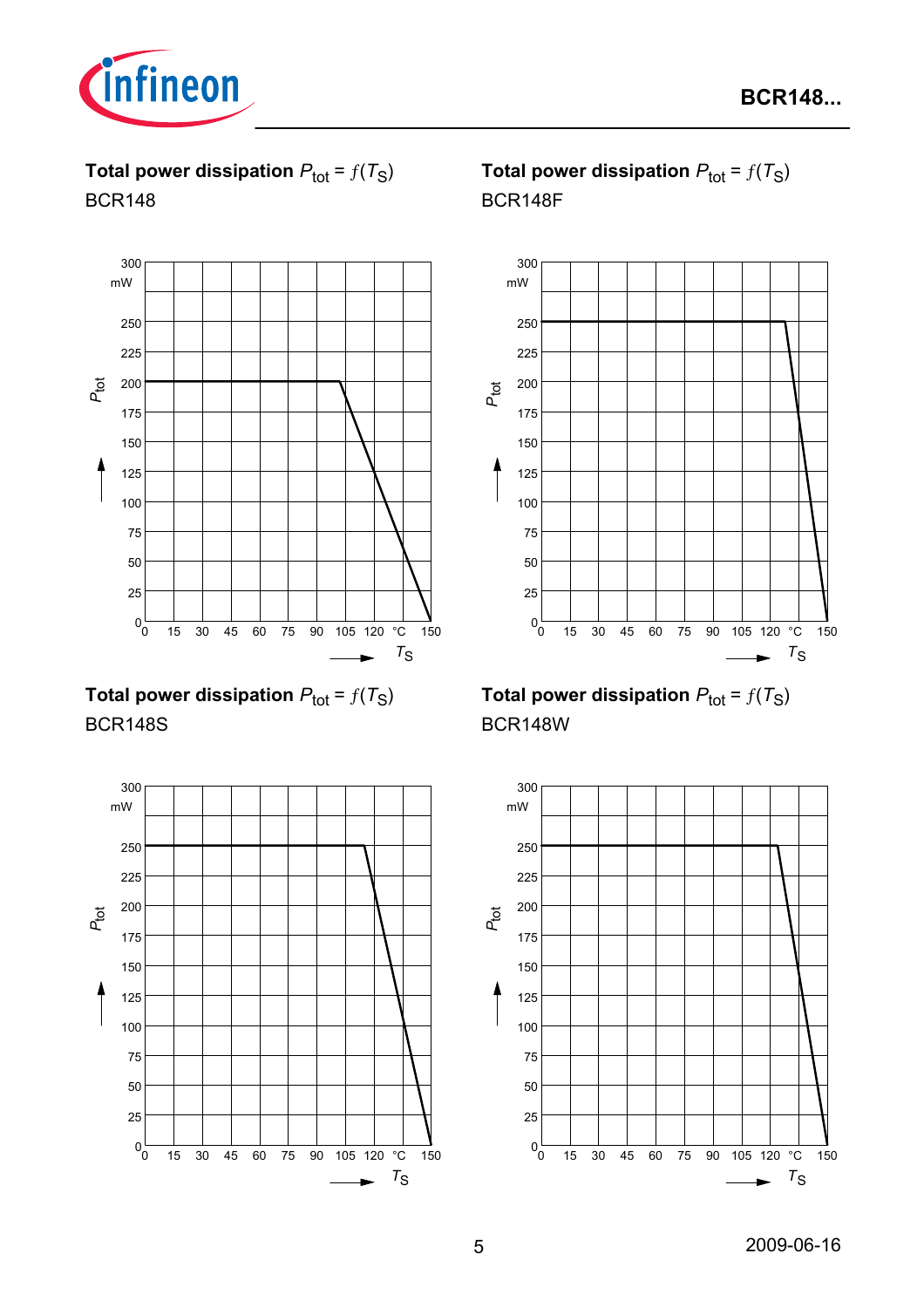**Total power dissipation $P_{tot} = f(T_S)$**
BCR148

**Total power dissipation $P_{tot} = f(T_S)$**
BCR148F

**Total power dissipation $P_{tot} = f(T_S)$**
BCR148S

**Total power dissipation $P_{tot} = f(T_S)$**
BCR148W

2009-06-16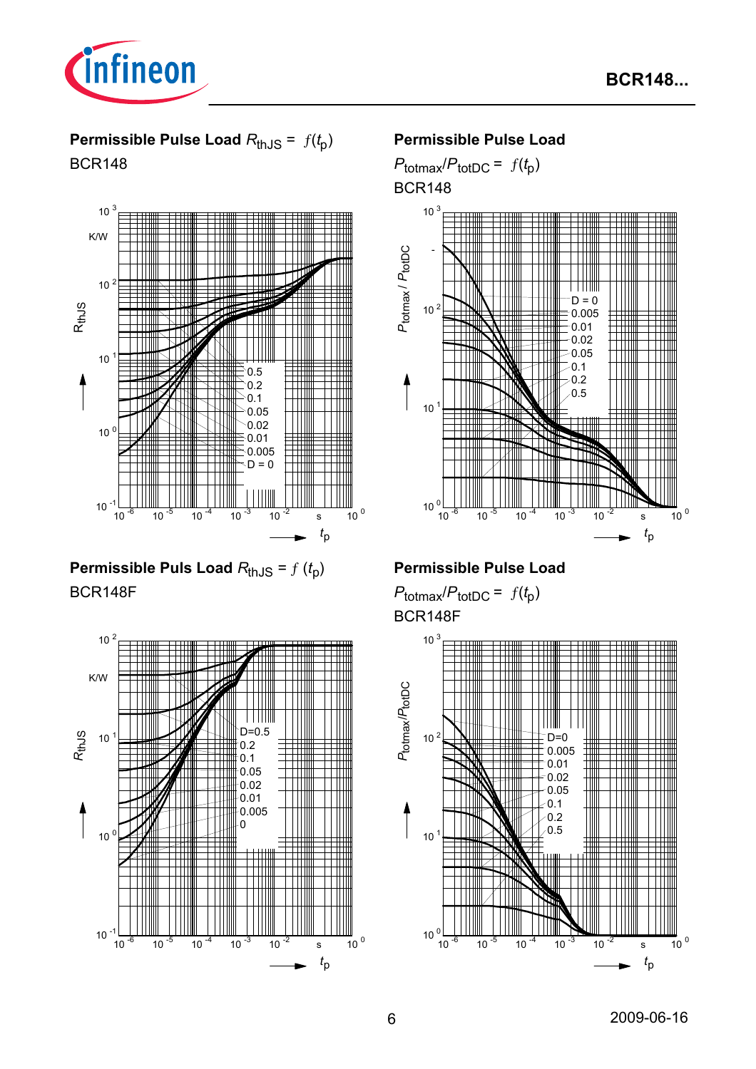## Permissible Pulse Load $R_{thJS} = f(t_p)$

BCR148

$R_{thJS}$ (K/W), axis $10^{-1}$ to $10^{3}$

$t_p$ (s), axis $10^{-6}$ to $10^{0}$

Curves: 0.5, 0.2, 0.1, 0.05, 0.02, 0.01, 0.005, D = 0

## Permissible Pulse Load

$P_{totmax}/P_{totDC} = f(t_p)$

BCR148

$P_{totmax} / P_{totDC}$ (-), axis $10^{0}$ to $10^{3}$

$t_p$ (s), axis $10^{-6}$ to $10^{0}$

Curves: D = 0, 0.005, 0.01, 0.02, 0.05, 0.1, 0.2, 0.5

## Permissible Puls Load $R_{thJS} = f(t_p)$

BCR148F

$R_{thJS}$ (K/W), axis $10^{-1}$ to $10^{2}$

$t_p$ (s), axis $10^{-6}$ to $10^{0}$

Curves: D=0.5, 0.2, 0.1, 0.05, 0.02, 0.01, 0.005, 0

## Permissible Pulse Load

$P_{totmax}/P_{totDC} = f(t_p)$

BCR148F

$P_{totmax}/P_{totDC}$, axis $10^{0}$ to $10^{3}$

$t_p$ (s), axis $10^{-6}$ to $10^{0}$

Curves: D=0, 0.005, 0.01, 0.02, 0.05, 0.1, 0.2, 0.5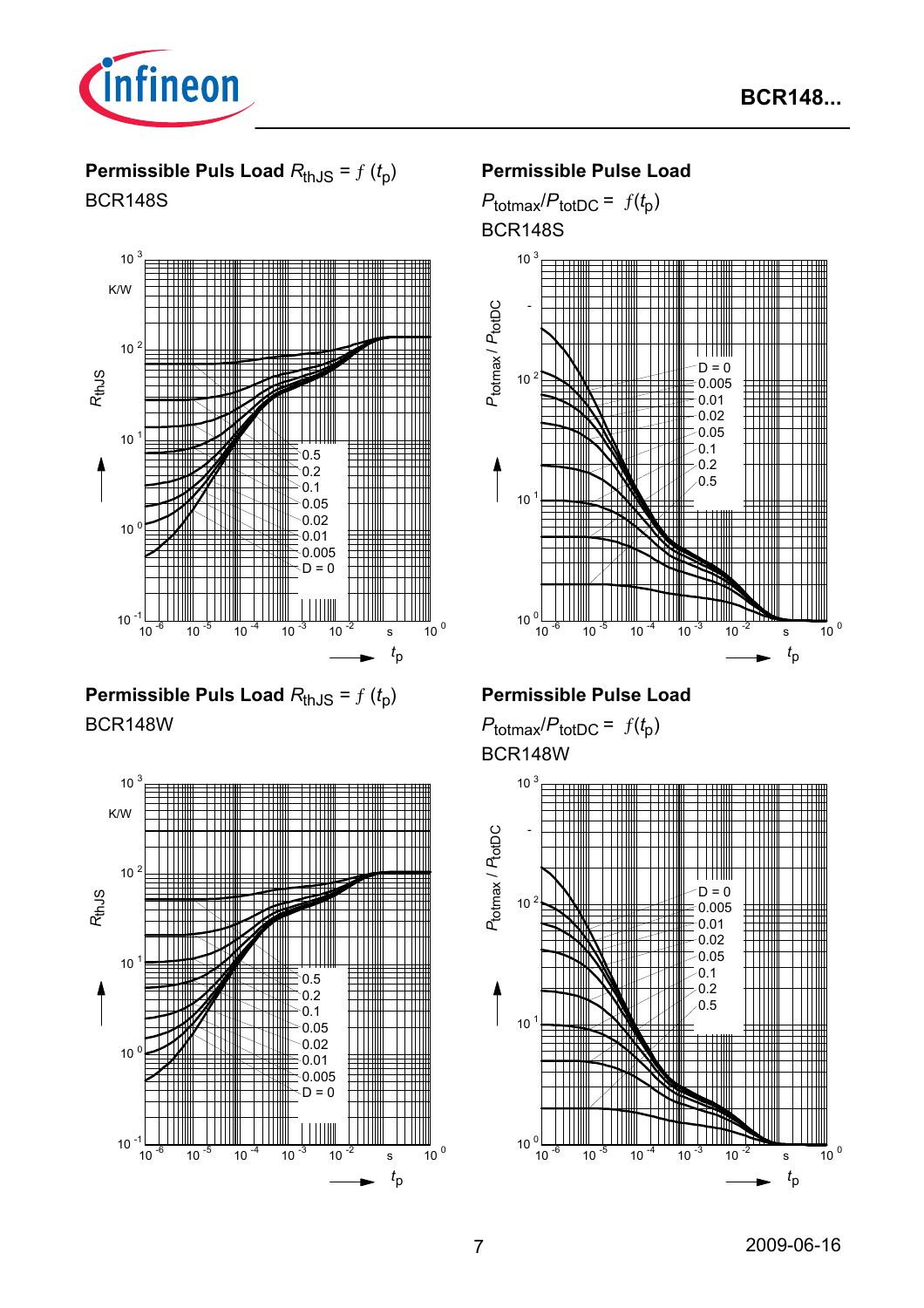**Permissible Puls Load $R_{thJS} = f(t_p)$**

BCR148S

$R_{thJS}$ (K/W) vs. $t_p$ (s); curves for D = 0.5, 0.2, 0.1, 0.05, 0.02, 0.01, 0.005, D = 0

**Permissible Pulse Load**

$P_{totmax}/P_{totDC} = f(t_p)$

BCR148S

$P_{totmax} / P_{totDC}$ vs. $t_p$ (s); curves for D = 0, 0.005, 0.01, 0.02, 0.05, 0.1, 0.2, 0.5

**Permissible Puls Load $R_{thJS} = f(t_p)$**

BCR148W

$R_{thJS}$ (K/W) vs. $t_p$ (s); curves for D = 0.5, 0.2, 0.1, 0.05, 0.02, 0.01, 0.005, D = 0

**Permissible Pulse Load**

$P_{totmax}/P_{totDC} = f(t_p)$

BCR148W

$P_{totmax} / P_{totDC}$ vs. $t_p$ (s); curves for D = 0, 0.005, 0.01, 0.02, 0.05, 0.1, 0.2, 0.5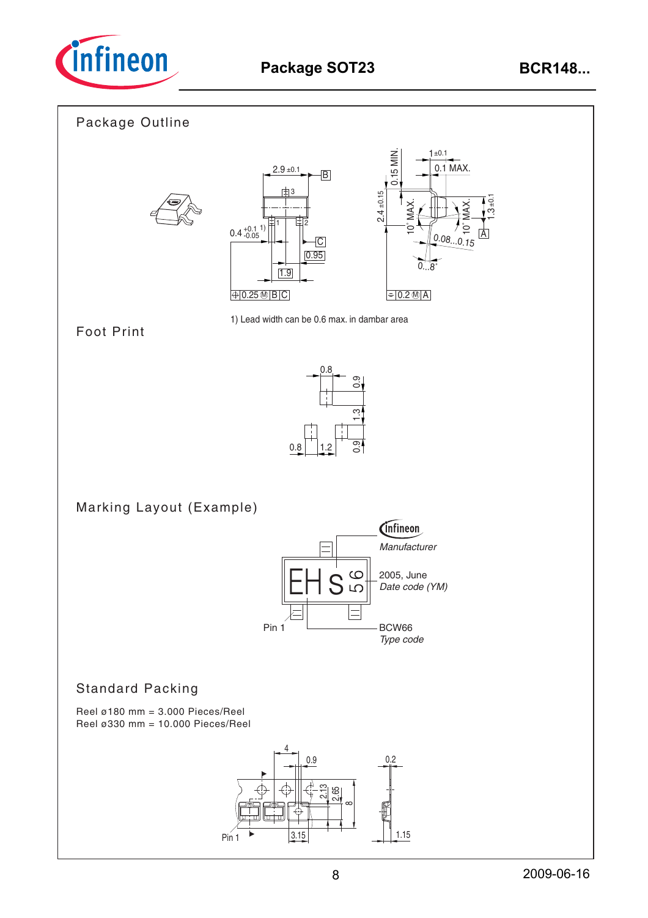## Package SOT23

BCR148...

### Package Outline

1) Lead width can be 0.6 max. in dambar area

### Foot Print

### Marking Layout (Example)

Manufacturer

2005, June
*Date code (YM)*

Pin 1

BCW66
*Type code*

### Standard Packing

Reel ø180 mm = 3.000 Pieces/Reel
Reel ø330 mm = 10.000 Pieces/Reel

2009-06-16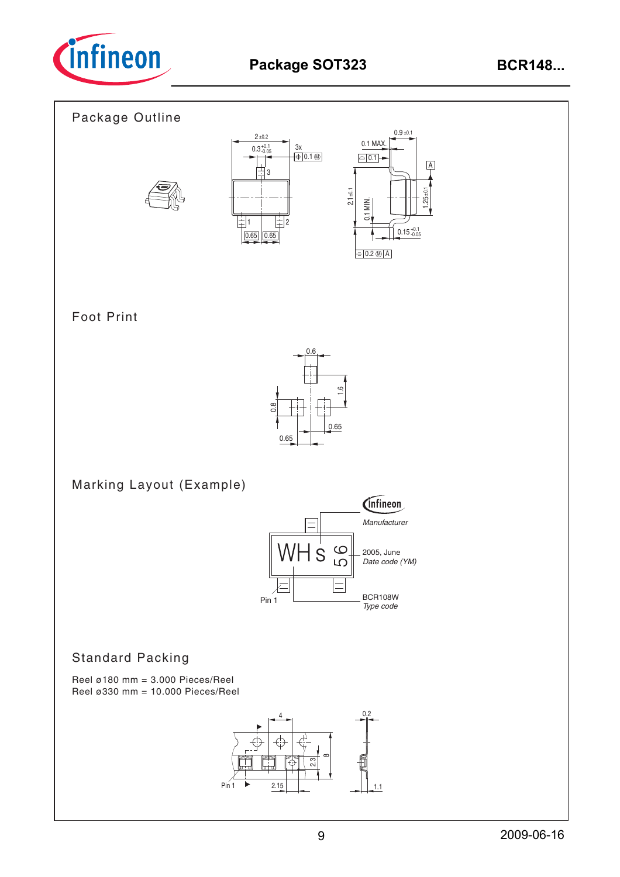## Package Outline

## Foot Print

## Marking Layout (Example)

Manufacturer

2005, June
*Date code (YM)*

BCR108W
*Type code*

## Standard Packing

Reel ø180 mm = 3.000 Pieces/Reel
Reel ø330 mm = 10.000 Pieces/Reel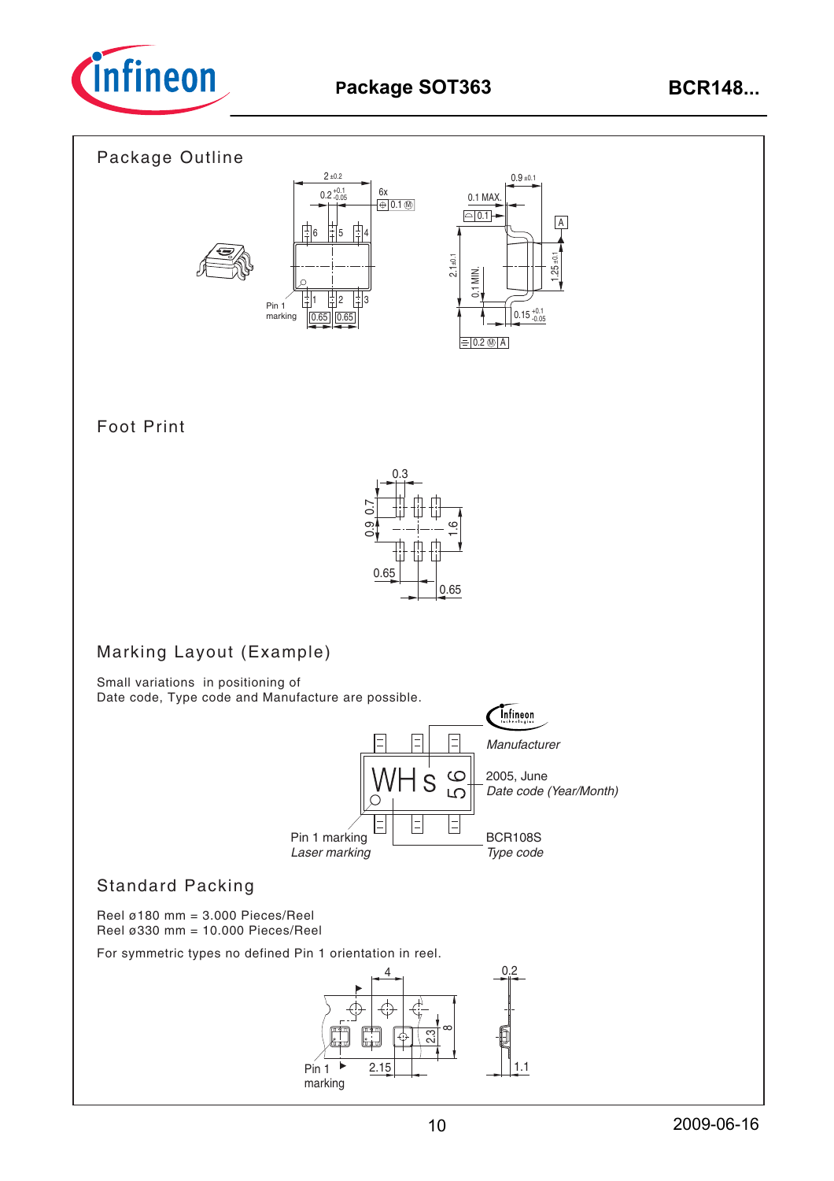# Package SOT363

## Package Outline

## Foot Print

## Marking Layout (Example)

Small variations in positioning of
Date code, Type code and Manufacture are possible.

Manufacturer

2005, June
*Date code (Year/Month)*

Pin 1 marking
*Laser marking*

BCR108S
*Type code*

## Standard Packing

Reel ø180 mm = 3.000 Pieces/Reel
Reel ø330 mm = 10.000 Pieces/Reel

For symmetric types no defined Pin 1 orientation in reel.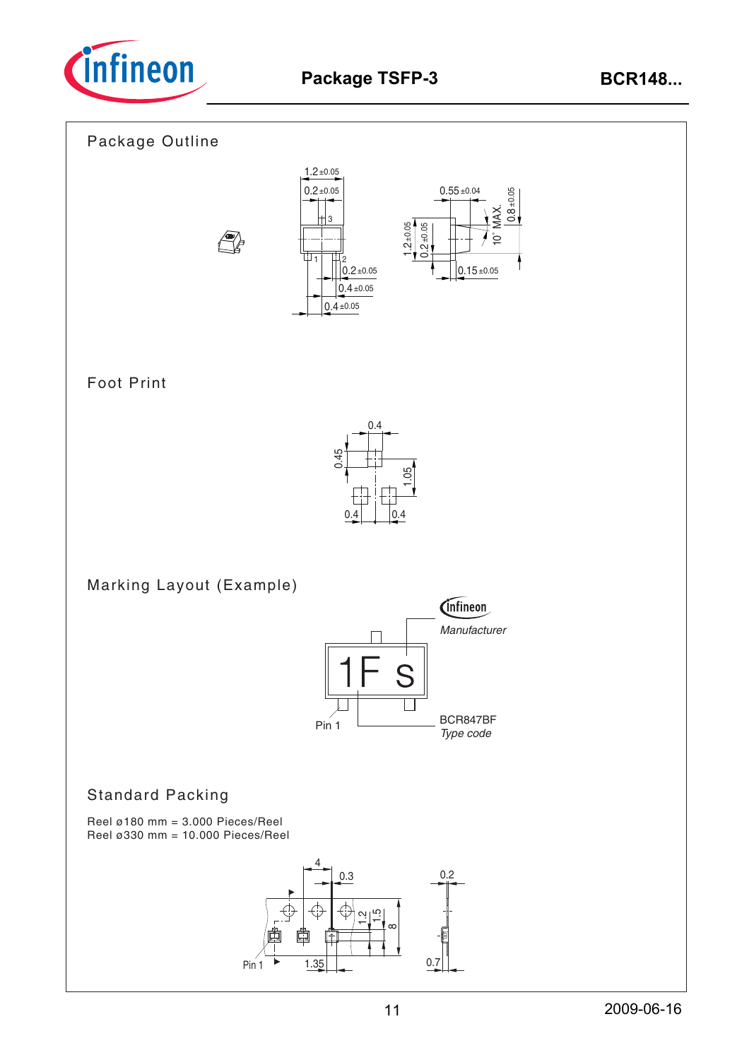# Package TSFP-3

## Package Outline

## Foot Print

## Marking Layout (Example)

## Standard Packing

Reel ø180 mm = 3.000 Pieces/Reel
Reel ø330 mm = 10.000 Pieces/Reel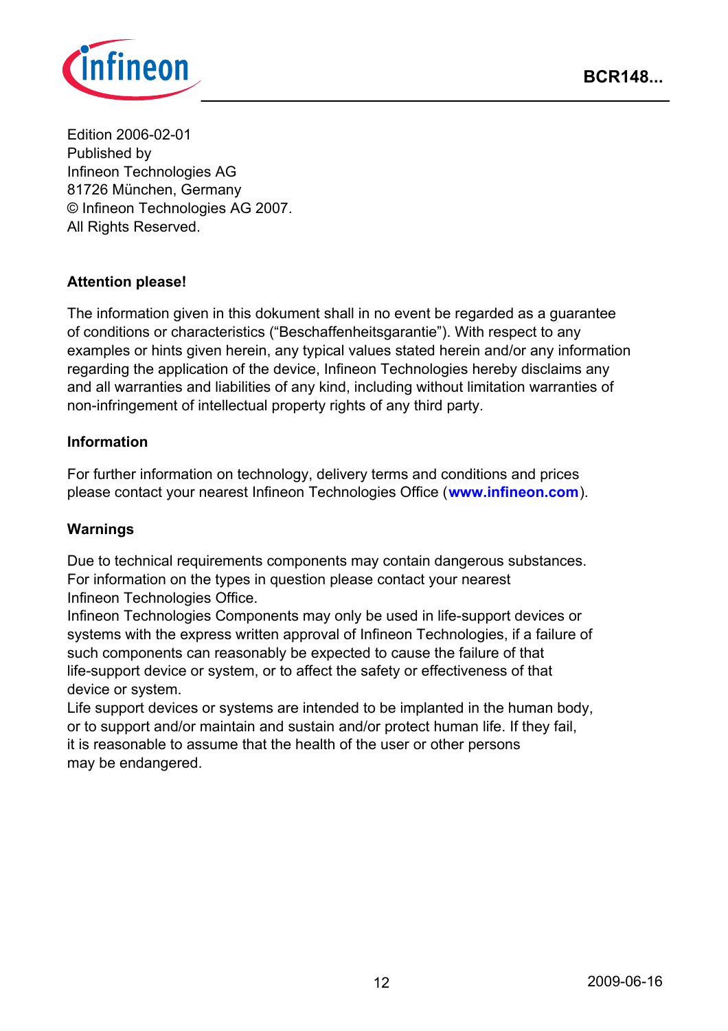Edition 2006-02-01
Published by
Infineon Technologies AG
81726 München, Germany
© Infineon Technologies AG 2007.
All Rights Reserved.

**Attention please!**

The information given in this dokument shall in no event be regarded as a guarantee of conditions or characteristics (“Beschaffenheitsgarantie”). With respect to any examples or hints given herein, any typical values stated herein and/or any information regarding the application of the device, Infineon Technologies hereby disclaims any and all warranties and liabilities of any kind, including without limitation warranties of non-infringement of intellectual property rights of any third party.

**Information**

For further information on technology, delivery terms and conditions and prices please contact your nearest Infineon Technologies Office (**www.infineon.com**).

**Warnings**

Due to technical requirements components may contain dangerous substances. For information on the types in question please contact your nearest Infineon Technologies Office.
Infineon Technologies Components may only be used in life-support devices or systems with the express written approval of Infineon Technologies, if a failure of such components can reasonably be expected to cause the failure of that life-support device or system, or to affect the safety or effectiveness of that device or system.
Life support devices or systems are intended to be implanted in the human body, or to support and/or maintain and sustain and/or protect human life. If they fail, it is reasonable to assume that the health of the user or other persons may be endangered.